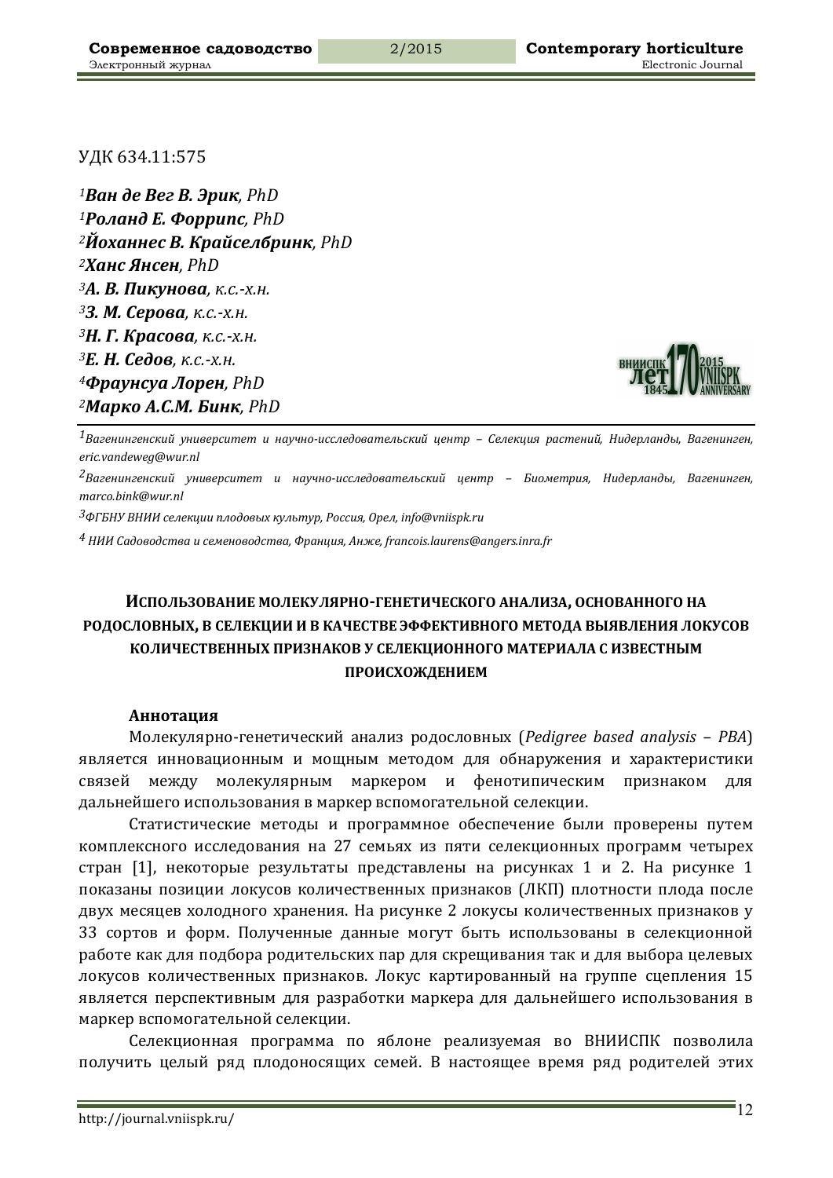УДК 634.11:575

[1]***Ван де Вег В. Эрик**, PhD*
[1]***Роланд Е. Форрипс**, PhD*
[2]***Йоханнес В. Крайселбринк**, PhD*
[2]***Ханс Янсен**, PhD*
[3]***А. В. Пикунова**, к.с.-х.н.*
[3]***З. М. Серова**, к.с.-х.н.*
[3]***Н. Г. Красова**, к.с.-х.н.*
[3]***Е. Н. Седов**, к.с.-х.н.*
[4]***Фраунсуа Лорен**, PhD*
[2]***Марко А.С.М. Бинк**, PhD*

[1]*Вагенингенский университет и научно-исследовательский центр – Селекция растений, Нидерланды, Вагенинген, eric.vandeweg@wur.nl*

[2]*Вагенингенский университет и научно-исследовательский центр – Биометрия, Нидерланды, Вагенинген, marco.bink@wur.nl*

[3]*ФГБНУ ВНИИ селекции плодовых культур, Россия, Орел, info@vniispk.ru*

[4] *НИИ Садоводства и семеноводства, Франция, Анже, francois.laurens@angers.inra.fr*

# Использование молекулярно-генетического анализа, основанного на родословных, в селекции и в качестве эффективного метода выявления локусов количественных признаков у селекционного материала с известным происхождением

**Аннотация**

Молекулярно-генетический анализ родословных (*Pedigree based analysis – PBA*) является инновационным и мощным методом для обнаружения и характеристики связей между молекулярным маркером и фенотипическим признаком для дальнейшего использования в маркер вспомогательной селекции.

Статистические методы и программное обеспечение были проверены путем комплексного исследования на 27 семьях из пяти селекционных программ четырех стран [1], некоторые результаты представлены на рисунках 1 и 2. На рисунке 1 показаны позиции локусов количественных признаков (ЛКП) плотности плода после двух месяцев холодного хранения. На рисунке 2 локусы количественных признаков у 33 сортов и форм. Полученные данные могут быть использованы в селекционной работе как для подбора родительских пар для скрещивания так и для выбора целевых локусов количественных признаков. Локус картированный на группе сцепления 15 является перспективным для разработки маркера для дальнейшего использования в маркер вспомогательной селекции.

Селекционная программа по яблоне реализуемая во ВНИИСПК позволила получить целый ряд плодоносящих семей. В настоящее время ряд родителей этих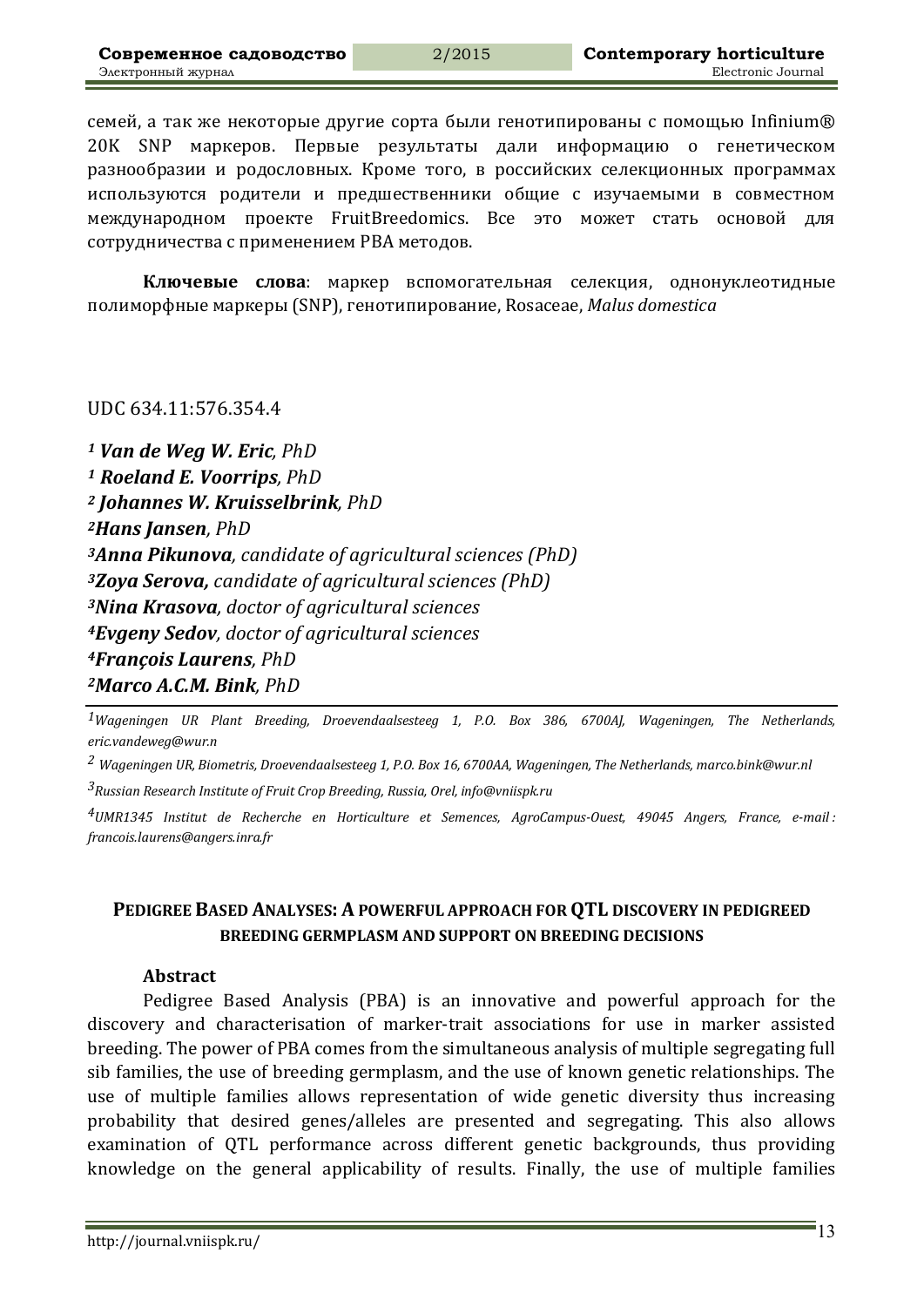семей, а так же некоторые другие сорта были генотипированы с помощью Infinium® 20K SNP маркеров. Первые результаты дали информацию о генетическом разнообразии и родословных. Кроме того, в российских селекционных программах используются родители и предшественники общие с изучаемыми в совместном международном проекте FruitBreedomics. Все это может стать основой для сотрудничества с применением PBA методов.

**Ключевые слова**: маркер вспомогательная селекция, однонуклеотидные полиморфные маркеры (SNP), генотипирование, Rosaceae, *Malus domestica*

UDC 634.11:576.354.4

[1] ***Van de Weg W. Eric**, PhD*
[1] ***Roeland E. Voorrips**, PhD*
[2] ***Johannes W. Kruisselbrink**, PhD*
[2]***Hans Jansen**, PhD*
[3]***Anna Pikunova**, candidate of agricultural sciences (PhD)*
[3]***Zoya Serova,** candidate of agricultural sciences (PhD)*
[3]***Nina Krasova**, doctor of agricultural sciences*
[4]***Evgeny Sedov**, doctor of agricultural sciences*
[4]***François Laurens**, PhD*
[2]***Marco A.C.M. Bink**, PhD*

[1]*Wageningen UR Plant Breeding, Droevendaalsesteeg 1, P.O. Box 386, 6700AJ, Wageningen, The Netherlands, eric.vandeweg@wur.n*

[2] *Wageningen UR, Biometris, Droevendaalsesteeg 1, P.O. Box 16, 6700AA, Wageningen, The Netherlands, marco.bink@wur.nl*

[3]*Russian Research Institute of Fruit Crop Breeding, Russia, Orel, info@vniispk.ru*

[4]*UMR1345 Institut de Recherche en Horticulture et Semences, AgroCampus-Ouest, 49045 Angers, France, e-mail : francois.laurens@angers.inra.fr*

## PEDIGREE BASED ANALYSES: A POWERFUL APPROACH FOR QTL DISCOVERY IN PEDIGREED BREEDING GERMPLASM AND SUPPORT ON BREEDING DECISIONS

### Abstract

Pedigree Based Analysis (PBA) is an innovative and powerful approach for the discovery and characterisation of marker-trait associations for use in marker assisted breeding. The power of PBA comes from the simultaneous analysis of multiple segregating full sib families, the use of breeding germplasm, and the use of known genetic relationships. The use of multiple families allows representation of wide genetic diversity thus increasing probability that desired genes/alleles are presented and segregating. This also allows examination of QTL performance across different genetic backgrounds, thus providing knowledge on the general applicability of results. Finally, the use of multiple families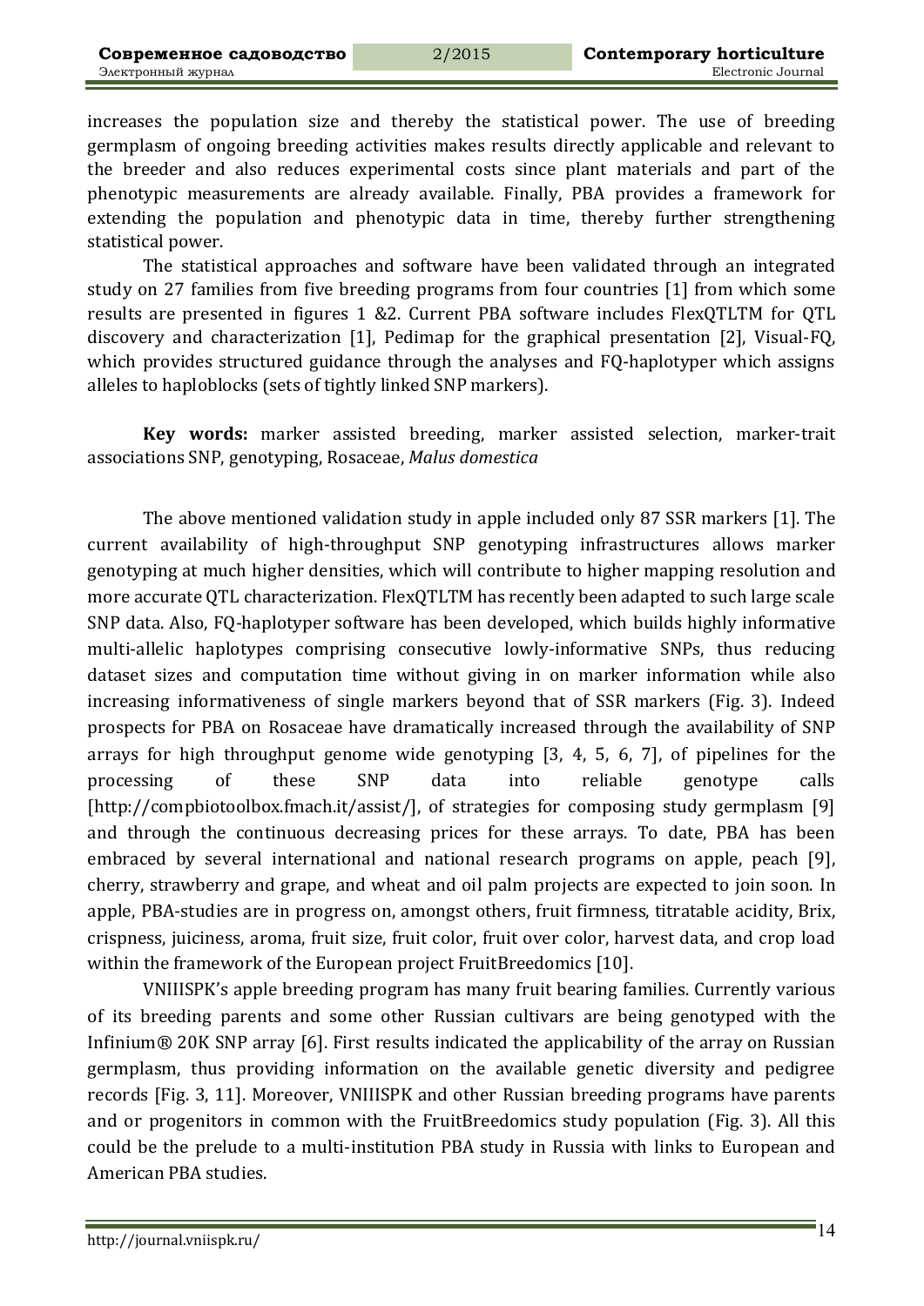increases the population size and thereby the statistical power. The use of breeding germplasm of ongoing breeding activities makes results directly applicable and relevant to the breeder and also reduces experimental costs since plant materials and part of the phenotypic measurements are already available. Finally, PBA provides a framework for extending the population and phenotypic data in time, thereby further strengthening statistical power.

The statistical approaches and software have been validated through an integrated study on 27 families from five breeding programs from four countries [1] from which some results are presented in figures 1 &2. Current PBA software includes FlexQTLTM for QTL discovery and characterization [1], Pedimap for the graphical presentation [2], Visual-FQ, which provides structured guidance through the analyses and FQ-haplotyper which assigns alleles to haploblocks (sets of tightly linked SNP markers).

**Key words:** marker assisted breeding, marker assisted selection, marker-trait associations SNP, genotyping, Rosaceae, *Malus domestica*

The above mentioned validation study in apple included only 87 SSR markers [1]. The current availability of high-throughput SNP genotyping infrastructures allows marker genotyping at much higher densities, which will contribute to higher mapping resolution and more accurate QTL characterization. FlexQTLTM has recently been adapted to such large scale SNP data. Also, FQ-haplotyper software has been developed, which builds highly informative multi-allelic haplotypes comprising consecutive lowly-informative SNPs, thus reducing dataset sizes and computation time without giving in on marker information while also increasing informativeness of single markers beyond that of SSR markers (Fig. 3). Indeed prospects for PBA on Rosaceae have dramatically increased through the availability of SNP arrays for high throughput genome wide genotyping [3, 4, 5, 6, 7], of pipelines for the processing of these SNP data into reliable genotype calls [http://compbiotoolbox.fmach.it/assist/], of strategies for composing study germplasm [9] and through the continuous decreasing prices for these arrays. To date, PBA has been embraced by several international and national research programs on apple, peach [9], cherry, strawberry and grape, and wheat and oil palm projects are expected to join soon. In apple, PBA-studies are in progress on, amongst others, fruit firmness, titratable acidity, Brix, crispness, juiciness, aroma, fruit size, fruit color, fruit over color, harvest data, and crop load within the framework of the European project FruitBreedomics [10].

VNIIISPK's apple breeding program has many fruit bearing families. Currently various of its breeding parents and some other Russian cultivars are being genotyped with the Infinium® 20K SNP array [6]. First results indicated the applicability of the array on Russian germplasm, thus providing information on the available genetic diversity and pedigree records [Fig. 3, 11]. Moreover, VNIIISPK and other Russian breeding programs have parents and or progenitors in common with the FruitBreedomics study population (Fig. 3). All this could be the prelude to a multi-institution PBA study in Russia with links to European and American PBA studies.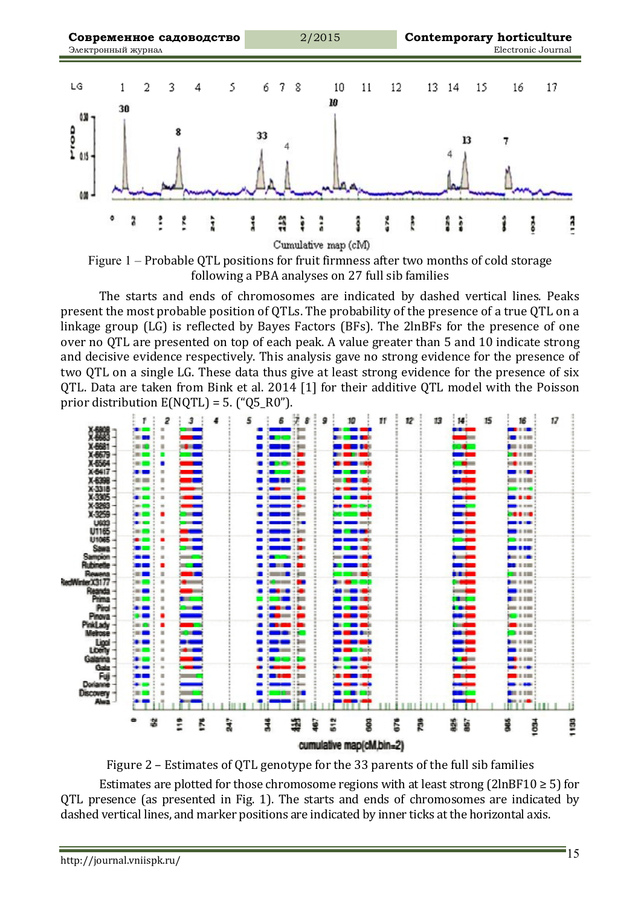Figure 1 – Probable QTL positions for fruit firmness after two months of cold storage following a PBA analyses on 27 full sib families

The starts and ends of chromosomes are indicated by dashed vertical lines. Peaks present the most probable position of QTLs. The probability of the presence of a true QTL on a linkage group (LG) is reflected by Bayes Factors (BFs). The 2lnBFs for the presence of one over no QTL are presented on top of each peak. A value greater than 5 and 10 indicate strong and decisive evidence respectively. This analysis gave no strong evidence for the presence of two QTL on a single LG. These data thus give at least strong evidence for the presence of six QTL. Data are taken from Bink et al. 2014 [1] for their additive QTL model with the Poisson prior distribution E(NQTL) = 5. ("Q5_R0").

Figure 2 – Estimates of QTL genotype for the 33 parents of the full sib families

Estimates are plotted for those chromosome regions with at least strong (2lnBF10 ≥ 5) for QTL presence (as presented in Fig. 1). The starts and ends of chromosomes are indicated by dashed vertical lines, and marker positions are indicated by inner ticks at the horizontal axis.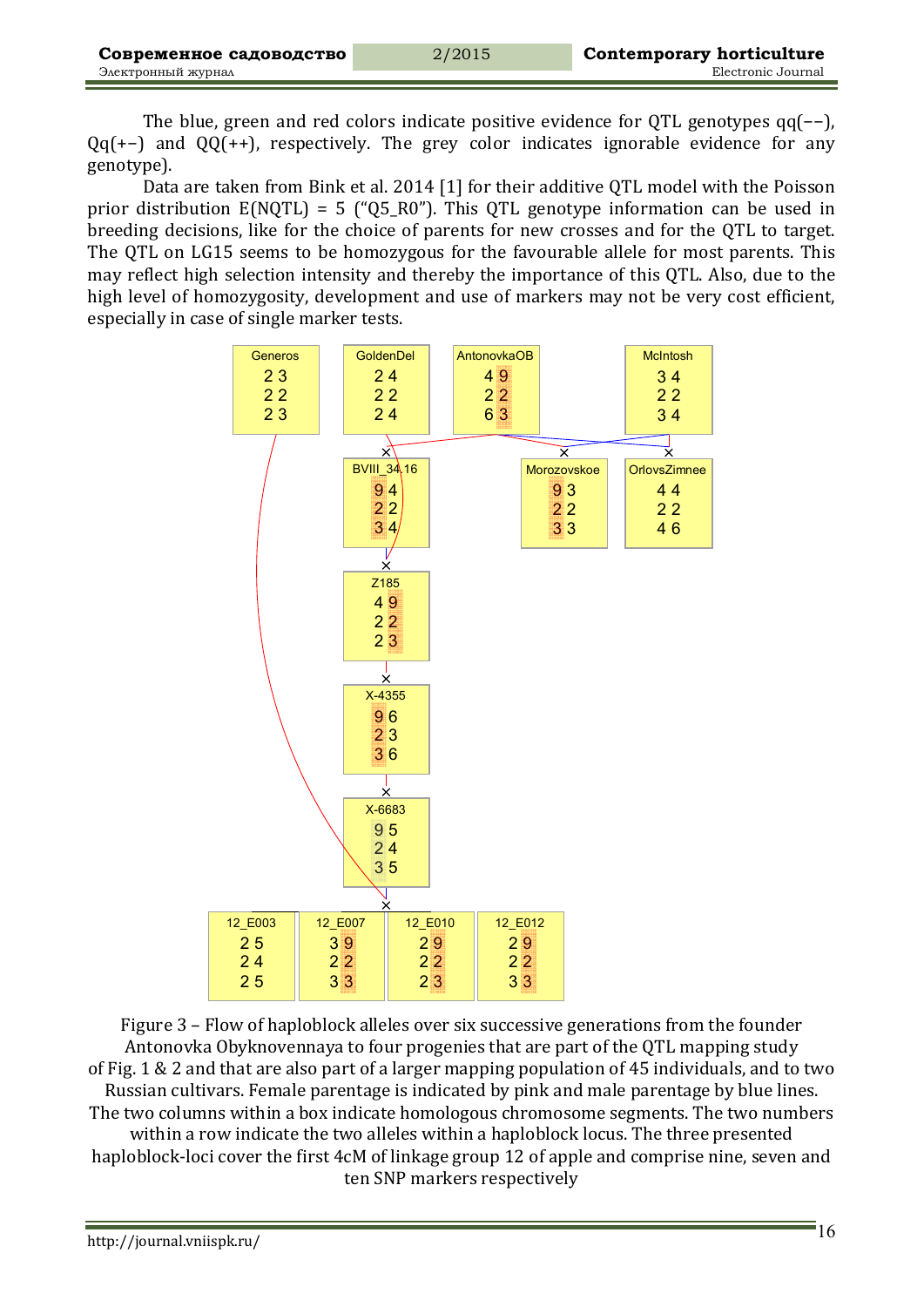The blue, green and red colors indicate positive evidence for QTL genotypes qq(−−), Qq(+−) and QQ(++), respectively. The grey color indicates ignorable evidence for any genotype).

Data are taken from Bink et al. 2014 [1] for their additive QTL model with the Poisson prior distribution E(NQTL) = 5 ("Q5_R0"). This QTL genotype information can be used in breeding decisions, like for the choice of parents for new crosses and for the QTL to target. The QTL on LG15 seems to be homozygous for the favourable allele for most parents. This may reflect high selection intensity and thereby the importance of this QTL. Also, due to the high level of homozygosity, development and use of markers may not be very cost efficient, especially in case of single marker tests.

Figure 3 – Flow of haploblock alleles over six successive generations from the founder Antonovka Obyknovennaya to four progenies that are part of the QTL mapping study of Fig. 1 & 2 and that are also part of a larger mapping population of 45 individuals, and to two Russian cultivars. Female parentage is indicated by pink and male parentage by blue lines. The two columns within a box indicate homologous chromosome segments. The two numbers within a row indicate the two alleles within a haploblock locus. The three presented haploblock-loci cover the first 4cM of linkage group 12 of apple and comprise nine, seven and ten SNP markers respectively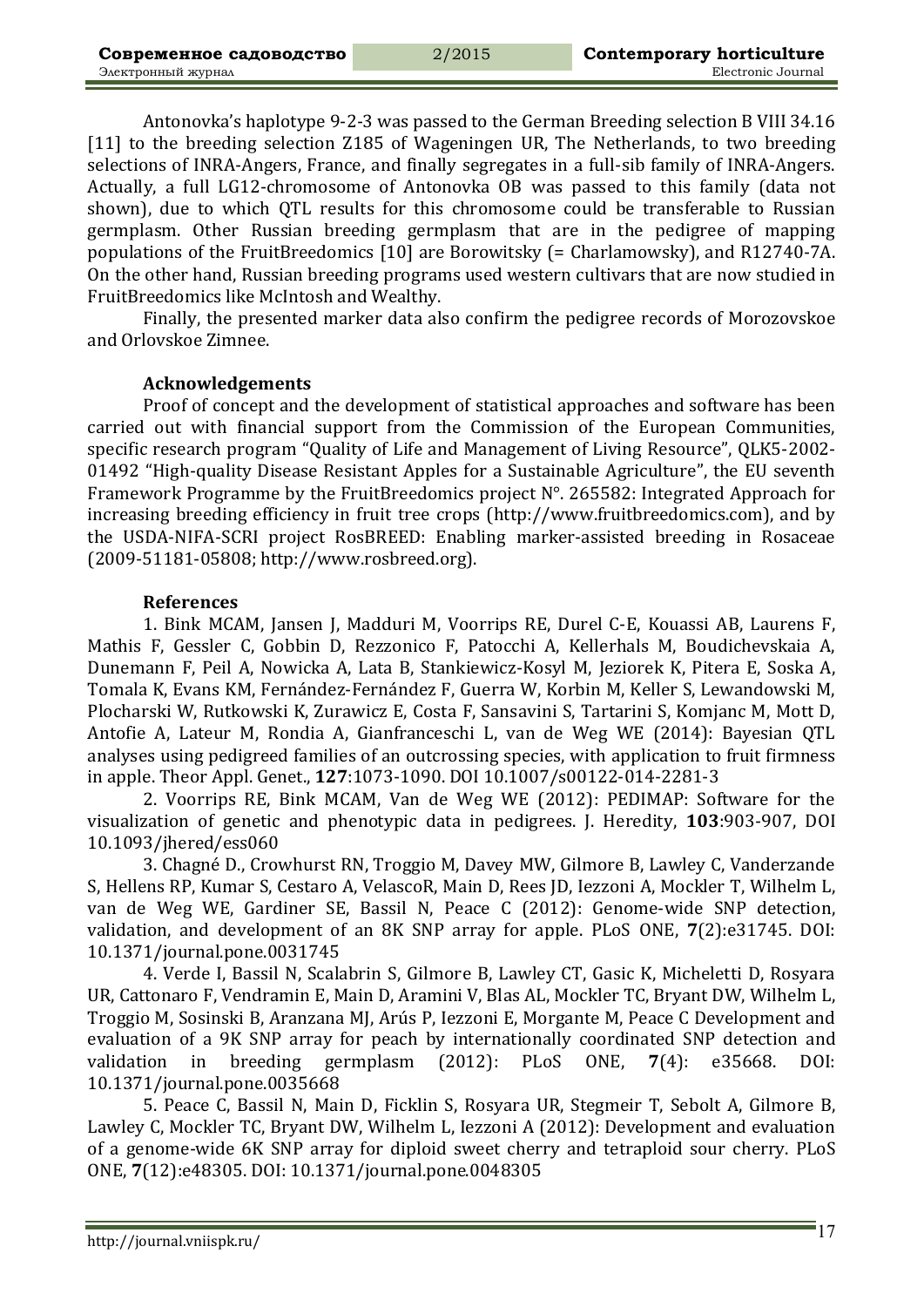Antonovka's haplotype 9-2-3 was passed to the German Breeding selection B VIII 34.16 [11] to the breeding selection Z185 of Wageningen UR, The Netherlands, to two breeding selections of INRA-Angers, France, and finally segregates in a full-sib family of INRA-Angers. Actually, a full LG12-chromosome of Antonovka OB was passed to this family (data not shown), due to which QTL results for this chromosome could be transferable to Russian germplasm. Other Russian breeding germplasm that are in the pedigree of mapping populations of the FruitBreedomics [10] are Borowitsky (= Charlamowsky), and R12740-7A. On the other hand, Russian breeding programs used western cultivars that are now studied in FruitBreedomics like McIntosh and Wealthy.

Finally, the presented marker data also confirm the pedigree records of Morozovskoe and Orlovskoe Zimnee.

### Acknowledgements

Proof of concept and the development of statistical approaches and software has been carried out with financial support from the Commission of the European Communities, specific research program "Quality of Life and Management of Living Resource", QLK5-2002-01492 "High-quality Disease Resistant Apples for a Sustainable Agriculture", the EU seventh Framework Programme by the FruitBreedomics project N°. 265582: Integrated Approach for increasing breeding efficiency in fruit tree crops (http://www.fruitbreedomics.com), and by the USDA-NIFA-SCRI project RosBREED: Enabling marker-assisted breeding in Rosaceae (2009-51181-05808; http://www.rosbreed.org).

### References

1. Bink MCAM, Jansen J, Madduri M, Voorrips RE, Durel C-E, Kouassi AB, Laurens F, Mathis F, Gessler C, Gobbin D, Rezzonico F, Patocchi A, Kellerhals M, Boudichevskaia A, Dunemann F, Peil A, Nowicka A, Lata B, Stankiewicz-Kosyl M, Jeziorek K, Pitera E, Soska A, Tomala K, Evans KM, Fernández-Fernández F, Guerra W, Korbin M, Keller S, Lewandowski M, Plocharski W, Rutkowski K, Zurawicz E, Costa F, Sansavini S, Tartarini S, Komjanc M, Mott D, Antofie A, Lateur M, Rondia A, Gianfranceschi L, van de Weg WE (2014): Bayesian QTL analyses using pedigreed families of an outcrossing species, with application to fruit firmness in apple. Theor Appl. Genet., **127**:1073-1090. DOI 10.1007/s00122-014-2281-3

2. Voorrips RE, Bink MCAM, Van de Weg WE (2012): PEDIMAP: Software for the visualization of genetic and phenotypic data in pedigrees. J. Heredity, **103**:903-907, DOI 10.1093/jhered/ess060

3. Chagné D., Crowhurst RN, Troggio M, Davey MW, Gilmore B, Lawley C, Vanderzande S, Hellens RP, Kumar S, Cestaro A, VelascoR, Main D, Rees JD, Iezzoni A, Mockler T, Wilhelm L, van de Weg WE, Gardiner SE, Bassil N, Peace C (2012): Genome-wide SNP detection, validation, and development of an 8K SNP array for apple. PLoS ONE, **7**(2):e31745. DOI: 10.1371/journal.pone.0031745

4. Verde I, Bassil N, Scalabrin S, Gilmore B, Lawley CT, Gasic K, Micheletti D, Rosyara UR, Cattonaro F, Vendramin E, Main D, Aramini V, Blas AL, Mockler TC, Bryant DW, Wilhelm L, Troggio M, Sosinski B, Aranzana MJ, Arús P, Iezzoni E, Morgante M, Peace C Development and evaluation of a 9K SNP array for peach by internationally coordinated SNP detection and validation in breeding germplasm (2012): PLoS ONE, **7**(4): e35668. DOI: 10.1371/journal.pone.0035668

5. Peace C, Bassil N, Main D, Ficklin S, Rosyara UR, Stegmeir T, Sebolt A, Gilmore B, Lawley C, Mockler TC, Bryant DW, Wilhelm L, Iezzoni A (2012): Development and evaluation of a genome-wide 6K SNP array for diploid sweet cherry and tetraploid sour cherry. PLoS ONE, **7**(12):e48305. DOI: 10.1371/journal.pone.0048305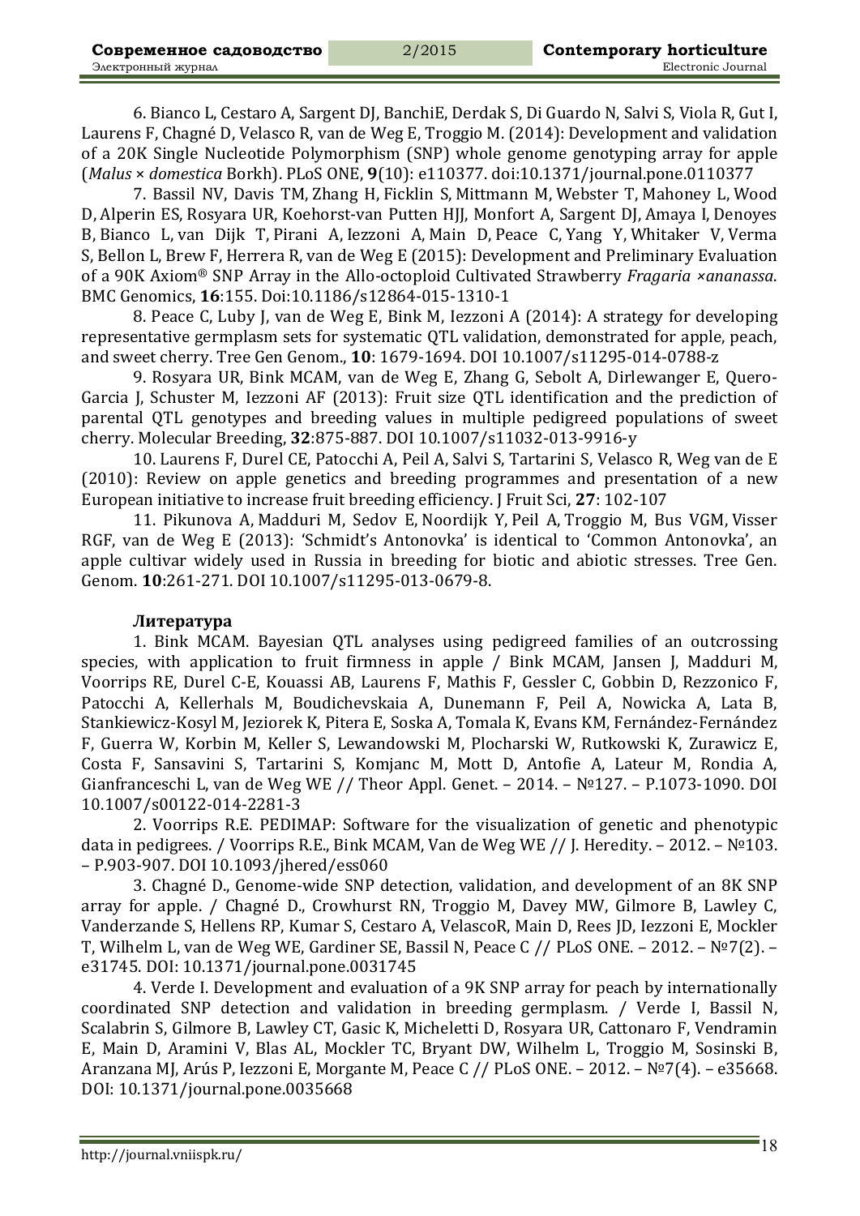6. Bianco L, Cestaro A, Sargent DJ, BanchiE, Derdak S, Di Guardo N, Salvi S, Viola R, Gut I, Laurens F, Chagné D, Velasco R, van de Weg E, Troggio M. (2014): Development and validation of a 20K Single Nucleotide Polymorphism (SNP) whole genome genotyping array for apple (*Malus* × *domestica* Borkh). PLoS ONE, **9**(10): e110377. doi:10.1371/journal.pone.0110377

7. Bassil NV, Davis TM, Zhang H, Ficklin S, Mittmann M, Webster T, Mahoney L, Wood D, Alperin ES, Rosyara UR, Koehorst-van Putten HJJ, Monfort A, Sargent DJ, Amaya I, Denoyes B, Bianco L, van Dijk T, Pirani A, Iezzoni A, Main D, Peace C, Yang Y, Whitaker V, Verma S, Bellon L, Brew F, Herrera R, van de Weg E (2015): Development and Preliminary Evaluation of a 90K Axiom® SNP Array in the Allo-octoploid Cultivated Strawberry *Fragaria ×ananassa*. BMC Genomics, **16**:155. Doi:10.1186/s12864-015-1310-1

8. Peace C, Luby J, van de Weg E, Bink M, Iezzoni A (2014): A strategy for developing representative germplasm sets for systematic QTL validation, demonstrated for apple, peach, and sweet cherry. Tree Gen Genom., **10**: 1679-1694. DOI 10.1007/s11295-014-0788-z

9. Rosyara UR, Bink MCAM, van de Weg E, Zhang G, Sebolt A, Dirlewanger E, Quero-Garcia J, Schuster M, Iezzoni AF (2013): Fruit size QTL identification and the prediction of parental QTL genotypes and breeding values in multiple pedigreed populations of sweet cherry. Molecular Breeding, **32**:875-887. DOI 10.1007/s11032-013-9916-y

10. Laurens F, Durel CE, Patocchi A, Peil A, Salvi S, Tartarini S, Velasco R, Weg van de E (2010): Review on apple genetics and breeding programmes and presentation of a new European initiative to increase fruit breeding efficiency. J Fruit Sci, **27**: 102-107

11. Pikunova A, Madduri M, Sedov E, Noordijk Y, Peil A, Troggio M, Bus VGM, Visser RGF, van de Weg E (2013): 'Schmidt's Antonovka' is identical to 'Common Antonovka', an apple cultivar widely used in Russia in breeding for biotic and abiotic stresses. Tree Gen. Genom. **10**:261-271. DOI 10.1007/s11295-013-0679-8.

**Литература**

1. Bink MCAM. Bayesian QTL analyses using pedigreed families of an outcrossing species, with application to fruit firmness in apple / Bink MCAM, Jansen J, Madduri M, Voorrips RE, Durel C-E, Kouassi AB, Laurens F, Mathis F, Gessler C, Gobbin D, Rezzonico F, Patocchi A, Kellerhals M, Boudichevskaia A, Dunemann F, Peil A, Nowicka A, Lata B, Stankiewicz-Kosyl M, Jeziorek K, Pitera E, Soska A, Tomala K, Evans KM, Fernández-Fernández F, Guerra W, Korbin M, Keller S, Lewandowski M, Plocharski W, Rutkowski K, Zurawicz E, Costa F, Sansavini S, Tartarini S, Komjanc M, Mott D, Antofie A, Lateur M, Rondia A, Gianfranceschi L, van de Weg WE // Theor Appl. Genet. – 2014. – №127. – P.1073-1090. DOI 10.1007/s00122-014-2281-3

2. Voorrips R.E. PEDIMAP: Software for the visualization of genetic and phenotypic data in pedigrees. / Voorrips R.E., Bink MCAM, Van de Weg WE // J. Heredity. – 2012. – №103. – P.903-907. DOI 10.1093/jhered/ess060

3. Chagné D., Genome-wide SNP detection, validation, and development of an 8K SNP array for apple. / Chagné D., Crowhurst RN, Troggio M, Davey MW, Gilmore B, Lawley C, Vanderzande S, Hellens RP, Kumar S, Cestaro A, VelascoR, Main D, Rees JD, Iezzoni E, Mockler T, Wilhelm L, van de Weg WE, Gardiner SE, Bassil N, Peace C // PLoS ONE. – 2012. – №7(2). – e31745. DOI: 10.1371/journal.pone.0031745

4. Verde I. Development and evaluation of a 9K SNP array for peach by internationally coordinated SNP detection and validation in breeding germplasm. / Verde I, Bassil N, Scalabrin S, Gilmore B, Lawley CT, Gasic K, Micheletti D, Rosyara UR, Cattonaro F, Vendramin E, Main D, Aramini V, Blas AL, Mockler TC, Bryant DW, Wilhelm L, Troggio M, Sosinski B, Aranzana MJ, Arús P, Iezzoni E, Morgante M, Peace C // PLoS ONE. – 2012. – №7(4). – e35668. DOI: 10.1371/journal.pone.0035668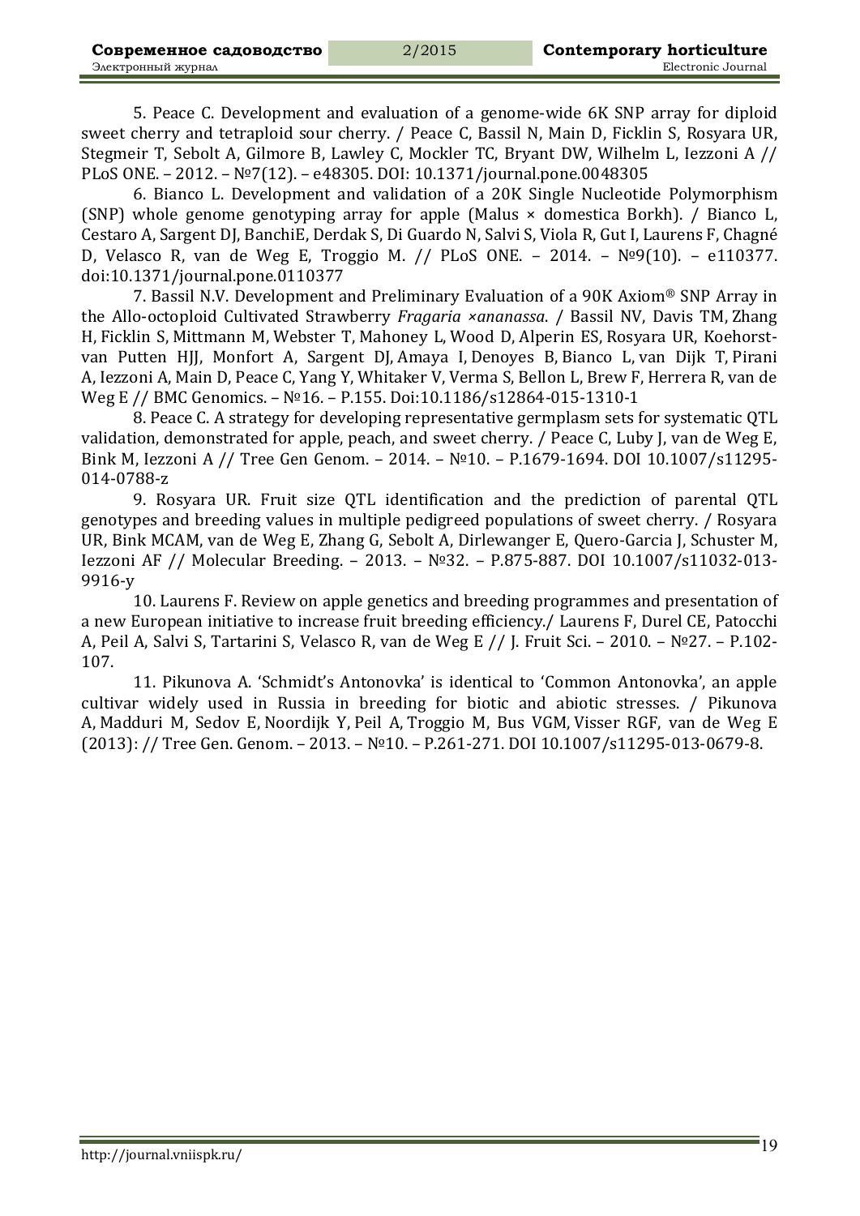5. Peace C. Development and evaluation of a genome-wide 6K SNP array for diploid sweet cherry and tetraploid sour cherry. / Peace C, Bassil N, Main D, Ficklin S, Rosyara UR, Stegmeir T, Sebolt A, Gilmore B, Lawley C, Mockler TC, Bryant DW, Wilhelm L, Iezzoni A // PLoS ONE. – 2012. – №7(12). – e48305. DOI: 10.1371/journal.pone.0048305

6. Bianco L. Development and validation of a 20K Single Nucleotide Polymorphism (SNP) whole genome genotyping array for apple (Malus × domestica Borkh). / Bianco L, Cestaro A, Sargent DJ, BanchiE, Derdak S, Di Guardo N, Salvi S, Viola R, Gut I, Laurens F, Chagné D, Velasco R, van de Weg E, Troggio M. // PLoS ONE. – 2014. – №9(10). – e110377. doi:10.1371/journal.pone.0110377

7. Bassil N.V. Development and Preliminary Evaluation of a 90K Axiom® SNP Array in the Allo-octoploid Cultivated Strawberry *Fragaria ×ananassa*. / Bassil NV, Davis TM, Zhang H, Ficklin S, Mittmann M, Webster T, Mahoney L, Wood D, Alperin ES, Rosyara UR, Koehorst-van Putten HJJ, Monfort A, Sargent DJ, Amaya I, Denoyes B, Bianco L, van Dijk T, Pirani A, Iezzoni A, Main D, Peace C, Yang Y, Whitaker V, Verma S, Bellon L, Brew F, Herrera R, van de Weg E // BMC Genomics. – №16. – P.155. Doi:10.1186/s12864-015-1310-1

8. Peace C. A strategy for developing representative germplasm sets for systematic QTL validation, demonstrated for apple, peach, and sweet cherry. / Peace C, Luby J, van de Weg E, Bink M, Iezzoni A // Tree Gen Genom. – 2014. – №10. – P.1679-1694. DOI 10.1007/s11295-014-0788-z

9. Rosyara UR. Fruit size QTL identification and the prediction of parental QTL genotypes and breeding values in multiple pedigreed populations of sweet cherry. / Rosyara UR, Bink MCAM, van de Weg E, Zhang G, Sebolt A, Dirlewanger E, Quero-Garcia J, Schuster M, Iezzoni AF // Molecular Breeding. – 2013. – №32. – P.875-887. DOI 10.1007/s11032-013-9916-y

10. Laurens F. Review on apple genetics and breeding programmes and presentation of a new European initiative to increase fruit breeding efficiency./ Laurens F, Durel CE, Patocchi A, Peil A, Salvi S, Tartarini S, Velasco R, van de Weg E // J. Fruit Sci. – 2010. – №27. – P.102-107.

11. Pikunova A. 'Schmidt's Antonovka' is identical to 'Common Antonovka', an apple cultivar widely used in Russia in breeding for biotic and abiotic stresses. / Pikunova A, Madduri M, Sedov E, Noordijk Y, Peil A, Troggio M, Bus VGM, Visser RGF, van de Weg E (2013): // Tree Gen. Genom. – 2013. – №10. – P.261-271. DOI 10.1007/s11295-013-0679-8.